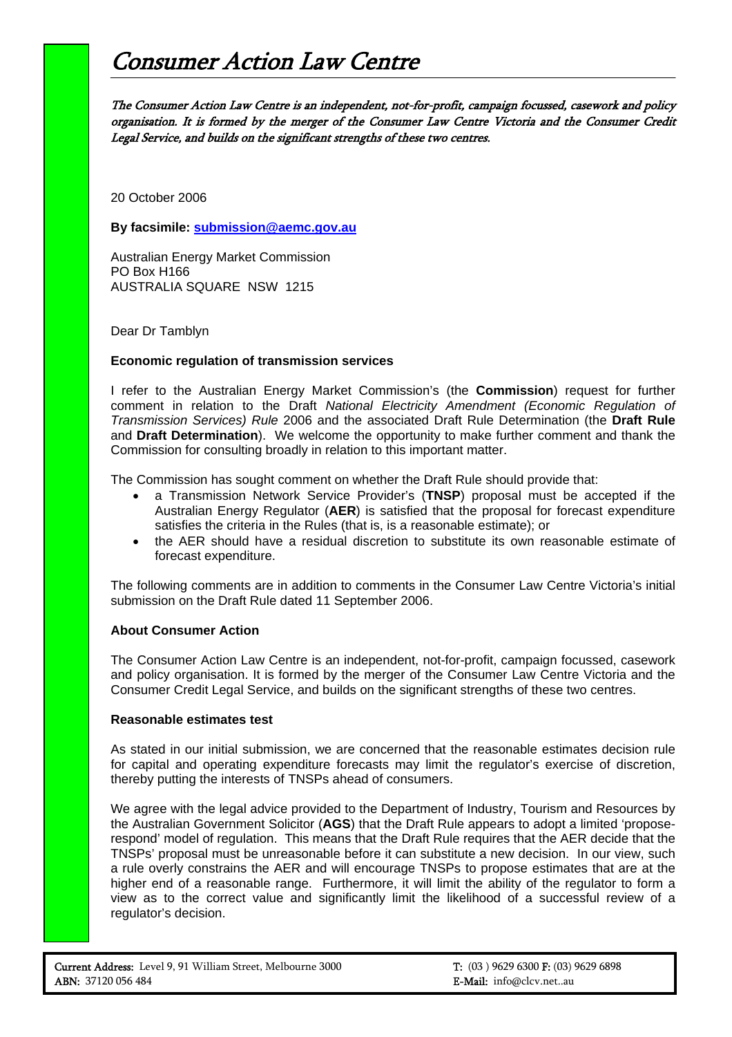# *Consumer Action Law Centre*

*The Consumer Action Law Centre is an independent, not-for-profit, campaign focussed, casework and policy organisation. It is formed by the merger of the Consumer Law Centre Victoria and the Consumer Credit Legal Service, and builds on the significant strengths of these two centres.*

20 October 2006

**By facsimile: submission@aemc.gov.au**

Australian Energy Market Commission
PO Box H166
AUSTRALIA SQUARE NSW 1215

Dear Dr Tamblyn

**Economic regulation of transmission services**

I refer to the Australian Energy Market Commission's (the **Commission**) request for further comment in relation to the Draft *National Electricity Amendment (Economic Regulation of Transmission Services) Rule* 2006 and the associated Draft Rule Determination (the **Draft Rule** and **Draft Determination**). We welcome the opportunity to make further comment and thank the Commission for consulting broadly in relation to this important matter.

The Commission has sought comment on whether the Draft Rule should provide that:

- a Transmission Network Service Provider's (**TNSP**) proposal must be accepted if the Australian Energy Regulator (**AER**) is satisfied that the proposal for forecast expenditure satisfies the criteria in the Rules (that is, is a reasonable estimate); or
- the AER should have a residual discretion to substitute its own reasonable estimate of forecast expenditure.

The following comments are in addition to comments in the Consumer Law Centre Victoria's initial submission on the Draft Rule dated 11 September 2006.

**About Consumer Action**

The Consumer Action Law Centre is an independent, not-for-profit, campaign focussed, casework and policy organisation. It is formed by the merger of the Consumer Law Centre Victoria and the Consumer Credit Legal Service, and builds on the significant strengths of these two centres.

**Reasonable estimates test**

As stated in our initial submission, we are concerned that the reasonable estimates decision rule for capital and operating expenditure forecasts may limit the regulator's exercise of discretion, thereby putting the interests of TNSPs ahead of consumers.

We agree with the legal advice provided to the Department of Industry, Tourism and Resources by the Australian Government Solicitor (**AGS**) that the Draft Rule appears to adopt a limited 'propose-respond' model of regulation. This means that the Draft Rule requires that the AER decide that the TNSPs' proposal must be unreasonable before it can substitute a new decision. In our view, such a rule overly constrains the AER and will encourage TNSPs to propose estimates that are at the higher end of a reasonable range. Furthermore, it will limit the ability of the regulator to form a view as to the correct value and significantly limit the likelihood of a successful review of a regulator's decision.

**Current Address:** Level 9, 91 William Street, Melbourne 3000
**ABN:** 37120 056 484
**T:** (03 ) 9629 6300 **F:** (03) 9629 6898
**E-Mail:** info@clcv.net..au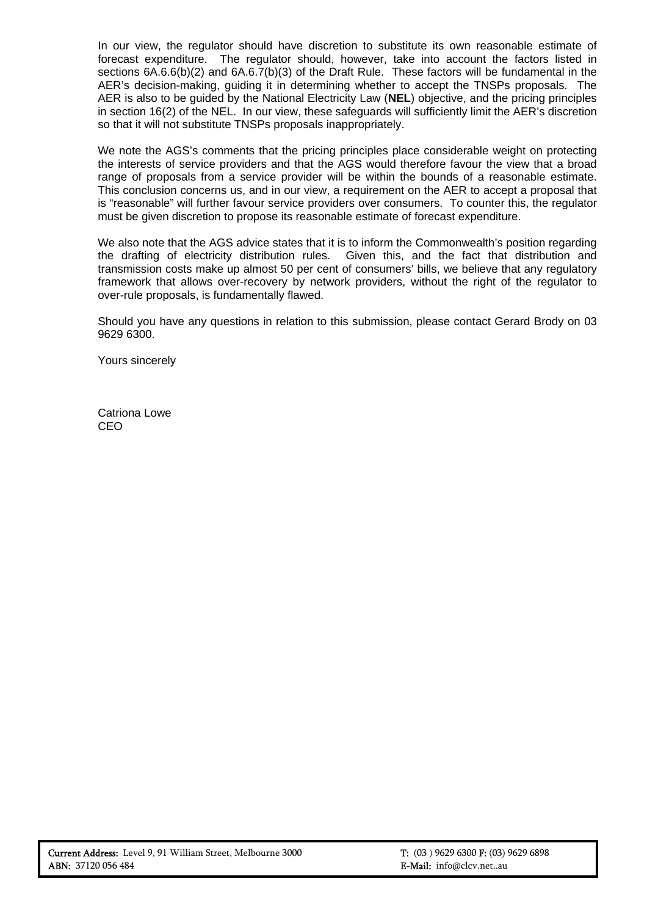In our view, the regulator should have discretion to substitute its own reasonable estimate of forecast expenditure. The regulator should, however, take into account the factors listed in sections 6A.6.6(b)(2) and 6A.6.7(b)(3) of the Draft Rule. These factors will be fundamental in the AER's decision-making, guiding it in determining whether to accept the TNSPs proposals. The AER is also to be guided by the National Electricity Law (**NEL**) objective, and the pricing principles in section 16(2) of the NEL. In our view, these safeguards will sufficiently limit the AER's discretion so that it will not substitute TNSPs proposals inappropriately.

We note the AGS's comments that the pricing principles place considerable weight on protecting the interests of service providers and that the AGS would therefore favour the view that a broad range of proposals from a service provider will be within the bounds of a reasonable estimate. This conclusion concerns us, and in our view, a requirement on the AER to accept a proposal that is "reasonable" will further favour service providers over consumers. To counter this, the regulator must be given discretion to propose its reasonable estimate of forecast expenditure.

We also note that the AGS advice states that it is to inform the Commonwealth's position regarding the drafting of electricity distribution rules. Given this, and the fact that distribution and transmission costs make up almost 50 per cent of consumers' bills, we believe that any regulatory framework that allows over-recovery by network providers, without the right of the regulator to over-rule proposals, is fundamentally flawed.

Should you have any questions in relation to this submission, please contact Gerard Brody on 03 9629 6300.

Yours sincerely

Catriona Lowe
CEO

**Current Address:** Level 9, 91 William Street, Melbourne 3000 **T:** (03 ) 9629 6300 **F:** (03) 9629 6898
**ABN:** 37120 056 484 **E-Mail:** info@clcv.net..au